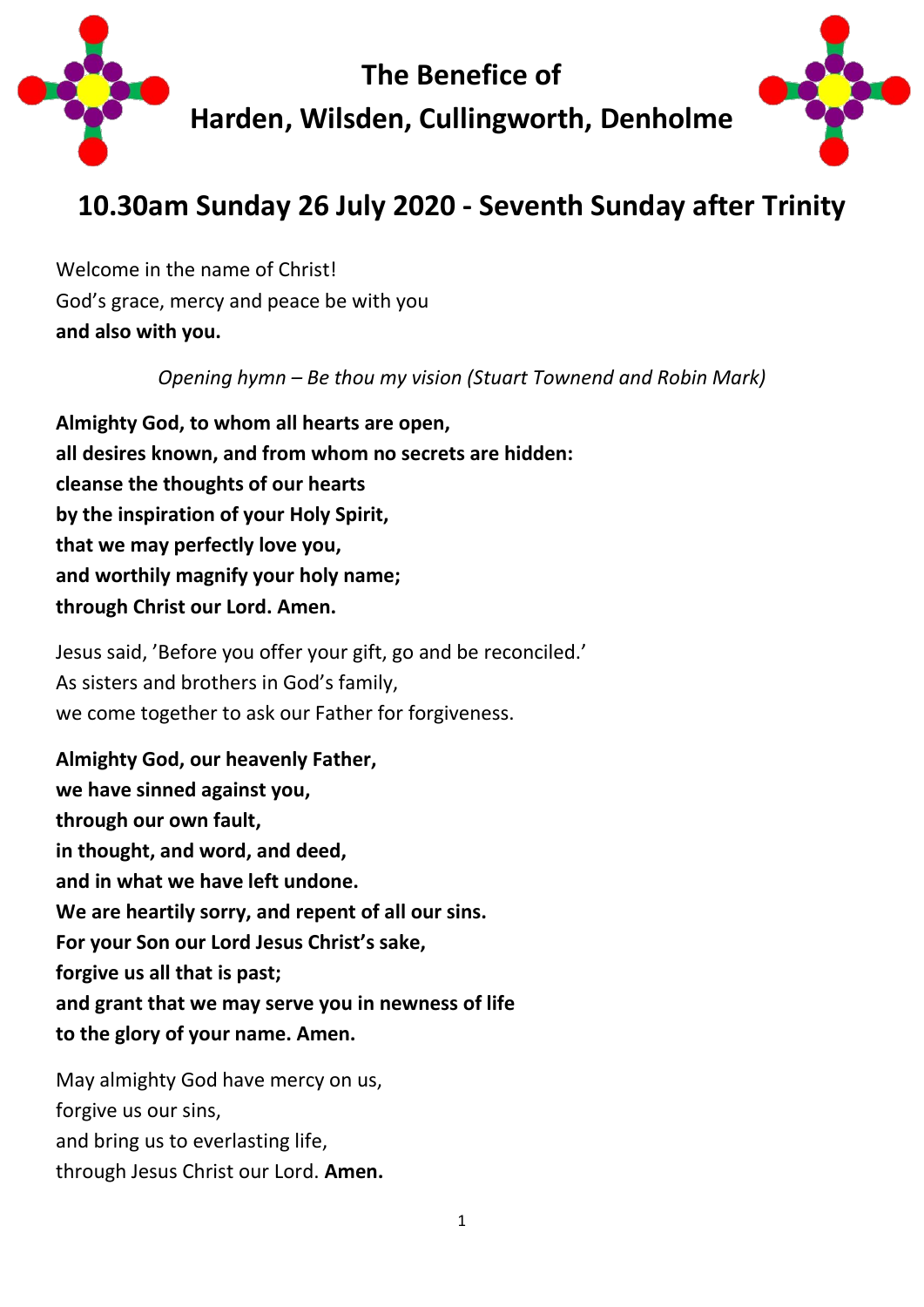# The Benefice of Harden, Wilsden, Cullingworth, Denholme

## 10.30am Sunday 26 July 2020 - Seventh Sunday after Trinity

Welcome in the name of Christ!
God's grace, mercy and peace be with you
**and also with you.**

*Opening hymn – Be thou my vision (Stuart Townend and Robin Mark)*

**Almighty God, to whom all hearts are open,**
**all desires known, and from whom no secrets are hidden:**
**cleanse the thoughts of our hearts**
**by the inspiration of your Holy Spirit,**
**that we may perfectly love you,**
**and worthily magnify your holy name;**
**through Christ our Lord. Amen.**

Jesus said, 'Before you offer your gift, go and be reconciled.'
As sisters and brothers in God's family,
we come together to ask our Father for forgiveness.

**Almighty God, our heavenly Father,**
**we have sinned against you,**
**through our own fault,**
**in thought, and word, and deed,**
**and in what we have left undone.**
**We are heartily sorry, and repent of all our sins.**
**For your Son our Lord Jesus Christ's sake,**
**forgive us all that is past;**
**and grant that we may serve you in newness of life**
**to the glory of your name. Amen.**

May almighty God have mercy on us,
forgive us our sins,
and bring us to everlasting life,
through Jesus Christ our Lord. **Amen.**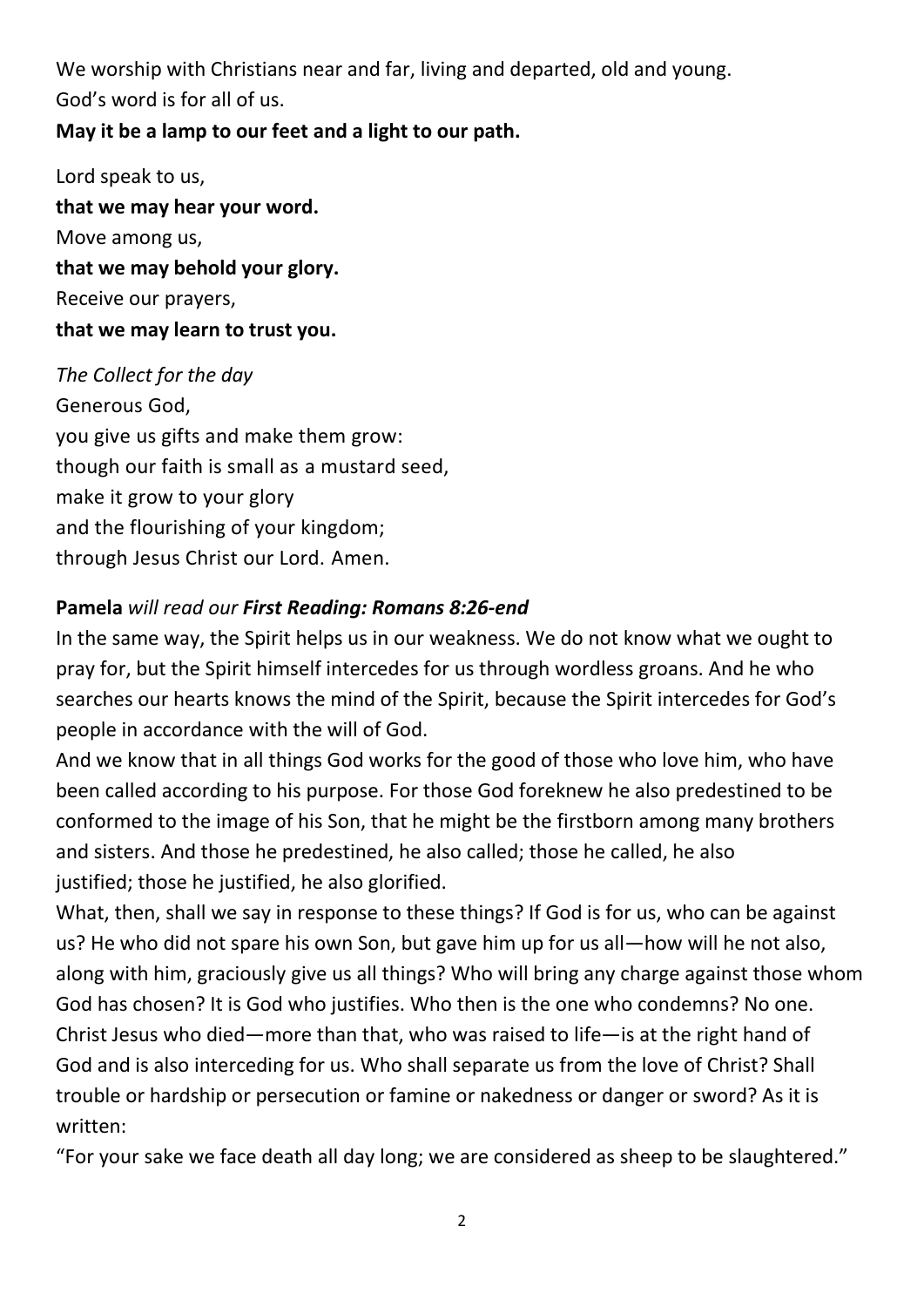We worship with Christians near and far, living and departed, old and young.
God's word is for all of us.
**May it be a lamp to our feet and a light to our path.**

Lord speak to us,
**that we may hear your word.**
Move among us,
**that we may behold your glory.**
Receive our prayers,
**that we may learn to trust you.**

*The Collect for the day*
Generous God,
you give us gifts and make them grow:
though our faith is small as a mustard seed,
make it grow to your glory
and the flourishing of your kingdom;
through Jesus Christ our Lord. Amen.

**Pamela** *will read our **First Reading: Romans 8:26-end***

In the same way, the Spirit helps us in our weakness. We do not know what we ought to pray for, but the Spirit himself intercedes for us through wordless groans. And he who searches our hearts knows the mind of the Spirit, because the Spirit intercedes for God's people in accordance with the will of God.

And we know that in all things God works for the good of those who love him, who have been called according to his purpose. For those God foreknew he also predestined to be conformed to the image of his Son, that he might be the firstborn among many brothers and sisters. And those he predestined, he also called; those he called, he also justified; those he justified, he also glorified.

What, then, shall we say in response to these things? If God is for us, who can be against us? He who did not spare his own Son, but gave him up for us all—how will he not also, along with him, graciously give us all things? Who will bring any charge against those whom God has chosen? It is God who justifies. Who then is the one who condemns? No one. Christ Jesus who died—more than that, who was raised to life—is at the right hand of God and is also interceding for us. Who shall separate us from the love of Christ? Shall trouble or hardship or persecution or famine or nakedness or danger or sword? As it is written:

"For your sake we face death all day long; we are considered as sheep to be slaughtered."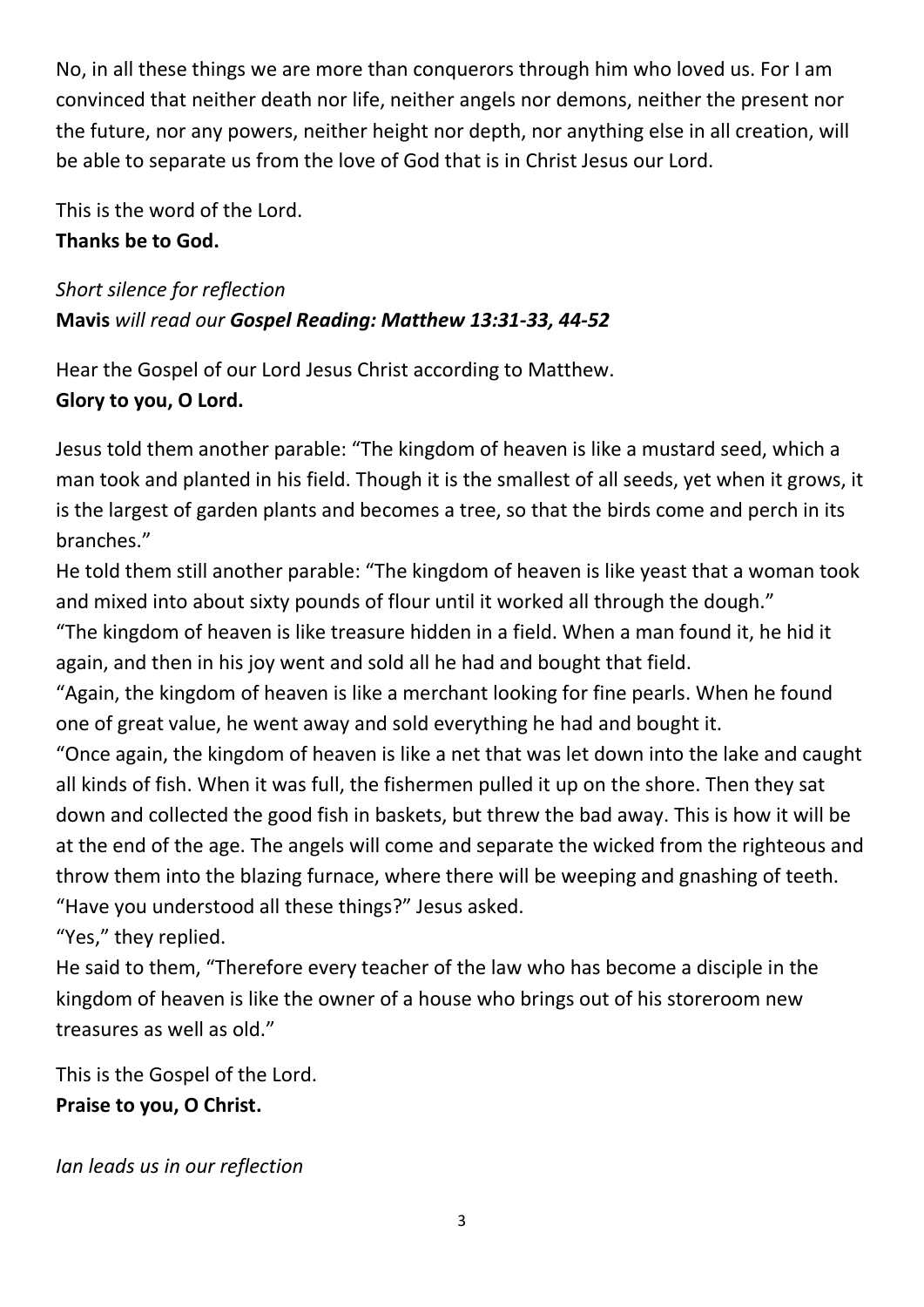No, in all these things we are more than conquerors through him who loved us. For I am convinced that neither death nor life, neither angels nor demons, neither the present nor the future, nor any powers, neither height nor depth, nor anything else in all creation, will be able to separate us from the love of God that is in Christ Jesus our Lord.

This is the word of the Lord.
**Thanks be to God.**

*Short silence for reflection*
**Mavis** *will read our* ***Gospel Reading: Matthew 13:31-33, 44-52***

Hear the Gospel of our Lord Jesus Christ according to Matthew.
**Glory to you, O Lord.**

Jesus told them another parable: "The kingdom of heaven is like a mustard seed, which a man took and planted in his field. Though it is the smallest of all seeds, yet when it grows, it is the largest of garden plants and becomes a tree, so that the birds come and perch in its branches."
He told them still another parable: "The kingdom of heaven is like yeast that a woman took and mixed into about sixty pounds of flour until it worked all through the dough."
"The kingdom of heaven is like treasure hidden in a field. When a man found it, he hid it again, and then in his joy went and sold all he had and bought that field.
"Again, the kingdom of heaven is like a merchant looking for fine pearls. When he found one of great value, he went away and sold everything he had and bought it.
"Once again, the kingdom of heaven is like a net that was let down into the lake and caught all kinds of fish. When it was full, the fishermen pulled it up on the shore. Then they sat down and collected the good fish in baskets, but threw the bad away. This is how it will be at the end of the age. The angels will come and separate the wicked from the righteous and throw them into the blazing furnace, where there will be weeping and gnashing of teeth.
"Have you understood all these things?" Jesus asked.
"Yes," they replied.
He said to them, "Therefore every teacher of the law who has become a disciple in the kingdom of heaven is like the owner of a house who brings out of his storeroom new treasures as well as old."

This is the Gospel of the Lord.
**Praise to you, O Christ.**

*Ian leads us in our reflection*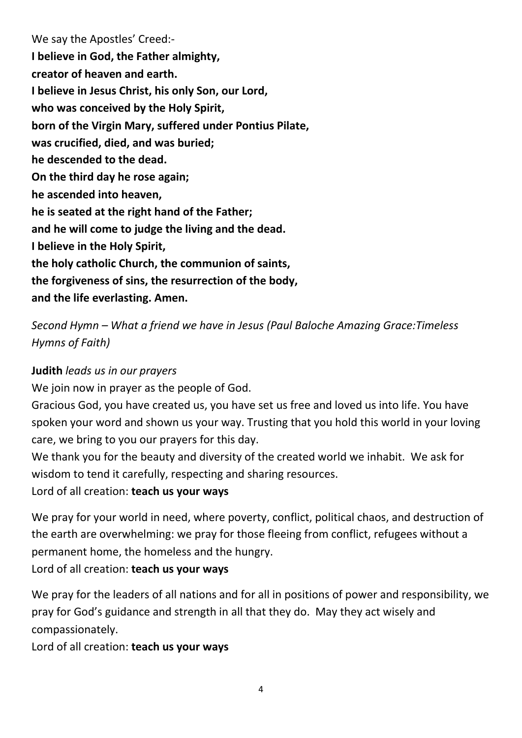We say the Apostles' Creed:-

**I believe in God, the Father almighty,**
**creator of heaven and earth.**
**I believe in Jesus Christ, his only Son, our Lord,**
**who was conceived by the Holy Spirit,**
**born of the Virgin Mary, suffered under Pontius Pilate,**
**was crucified, died, and was buried;**
**he descended to the dead.**
**On the third day he rose again;**
**he ascended into heaven,**
**he is seated at the right hand of the Father;**
**and he will come to judge the living and the dead.**
**I believe in the Holy Spirit,**
**the holy catholic Church, the communion of saints,**
**the forgiveness of sins, the resurrection of the body,**
**and the life everlasting. Amen.**

*Second Hymn – What a friend we have in Jesus (Paul Baloche Amazing Grace:Timeless Hymns of Faith)*

**Judith** *leads us in our prayers*

We join now in prayer as the people of God.

Gracious God, you have created us, you have set us free and loved us into life. You have spoken your word and shown us your way. Trusting that you hold this world in your loving care, we bring to you our prayers for this day.

We thank you for the beauty and diversity of the created world we inhabit. We ask for wisdom to tend it carefully, respecting and sharing resources.

Lord of all creation: **teach us your ways**

We pray for your world in need, where poverty, conflict, political chaos, and destruction of the earth are overwhelming: we pray for those fleeing from conflict, refugees without a permanent home, the homeless and the hungry.

Lord of all creation: **teach us your ways**

We pray for the leaders of all nations and for all in positions of power and responsibility, we pray for God's guidance and strength in all that they do. May they act wisely and compassionately.

Lord of all creation: **teach us your ways**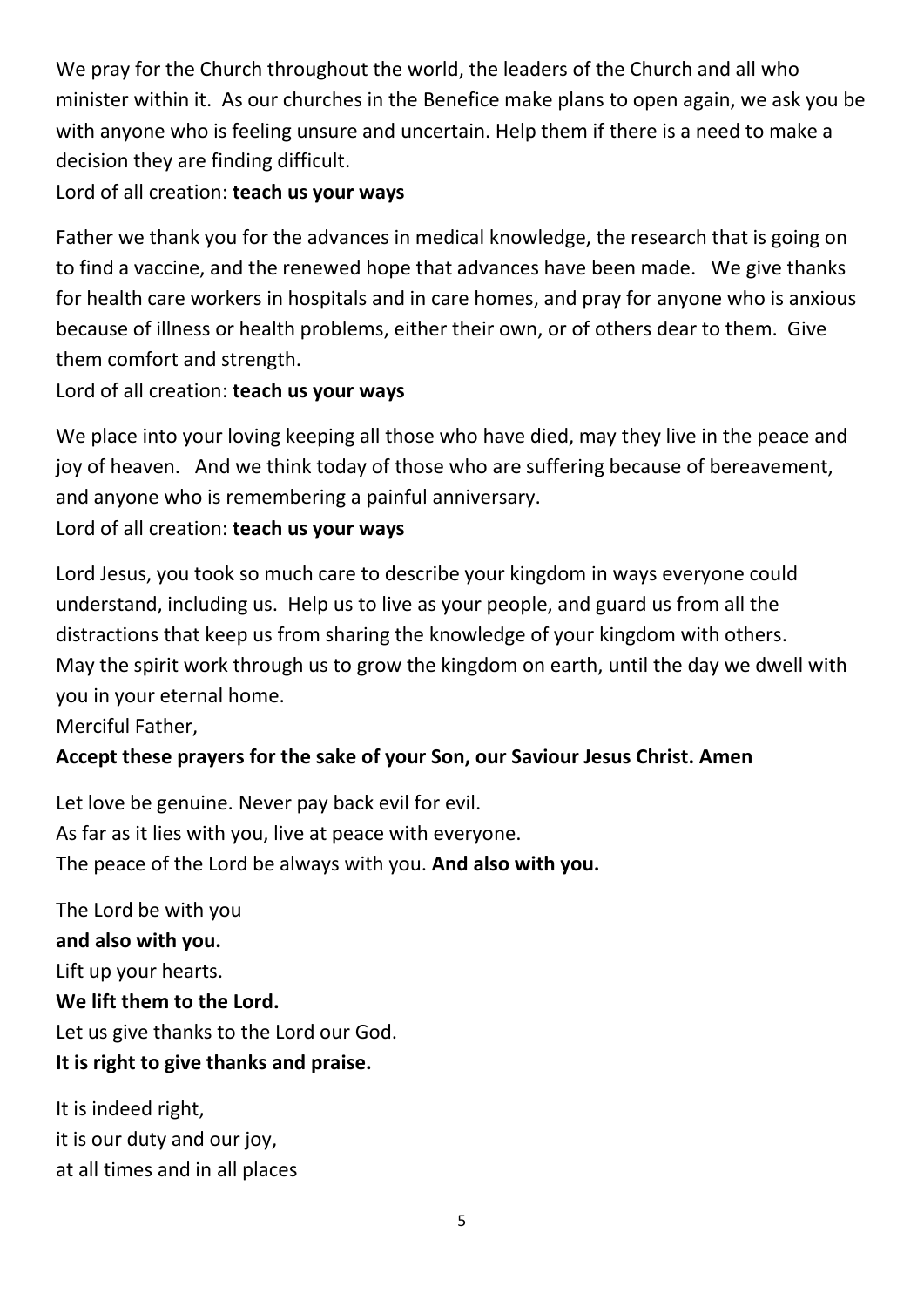We pray for the Church throughout the world, the leaders of the Church and all who minister within it. As our churches in the Benefice make plans to open again, we ask you be with anyone who is feeling unsure and uncertain. Help them if there is a need to make a decision they are finding difficult.
Lord of all creation: **teach us your ways**

Father we thank you for the advances in medical knowledge, the research that is going on to find a vaccine, and the renewed hope that advances have been made. We give thanks for health care workers in hospitals and in care homes, and pray for anyone who is anxious because of illness or health problems, either their own, or of others dear to them. Give them comfort and strength.
Lord of all creation: **teach us your ways**

We place into your loving keeping all those who have died, may they live in the peace and joy of heaven. And we think today of those who are suffering because of bereavement, and anyone who is remembering a painful anniversary.
Lord of all creation: **teach us your ways**

Lord Jesus, you took so much care to describe your kingdom in ways everyone could understand, including us. Help us to live as your people, and guard us from all the distractions that keep us from sharing the knowledge of your kingdom with others.
May the spirit work through us to grow the kingdom on earth, until the day we dwell with you in your eternal home.
Merciful Father,
**Accept these prayers for the sake of your Son, our Saviour Jesus Christ. Amen**

Let love be genuine. Never pay back evil for evil.
As far as it lies with you, live at peace with everyone.
The peace of the Lord be always with you. **And also with you.**

The Lord be with you
**and also with you.**
Lift up your hearts.
**We lift them to the Lord.**
Let us give thanks to the Lord our God.
**It is right to give thanks and praise.**

It is indeed right,
it is our duty and our joy,
at all times and in all places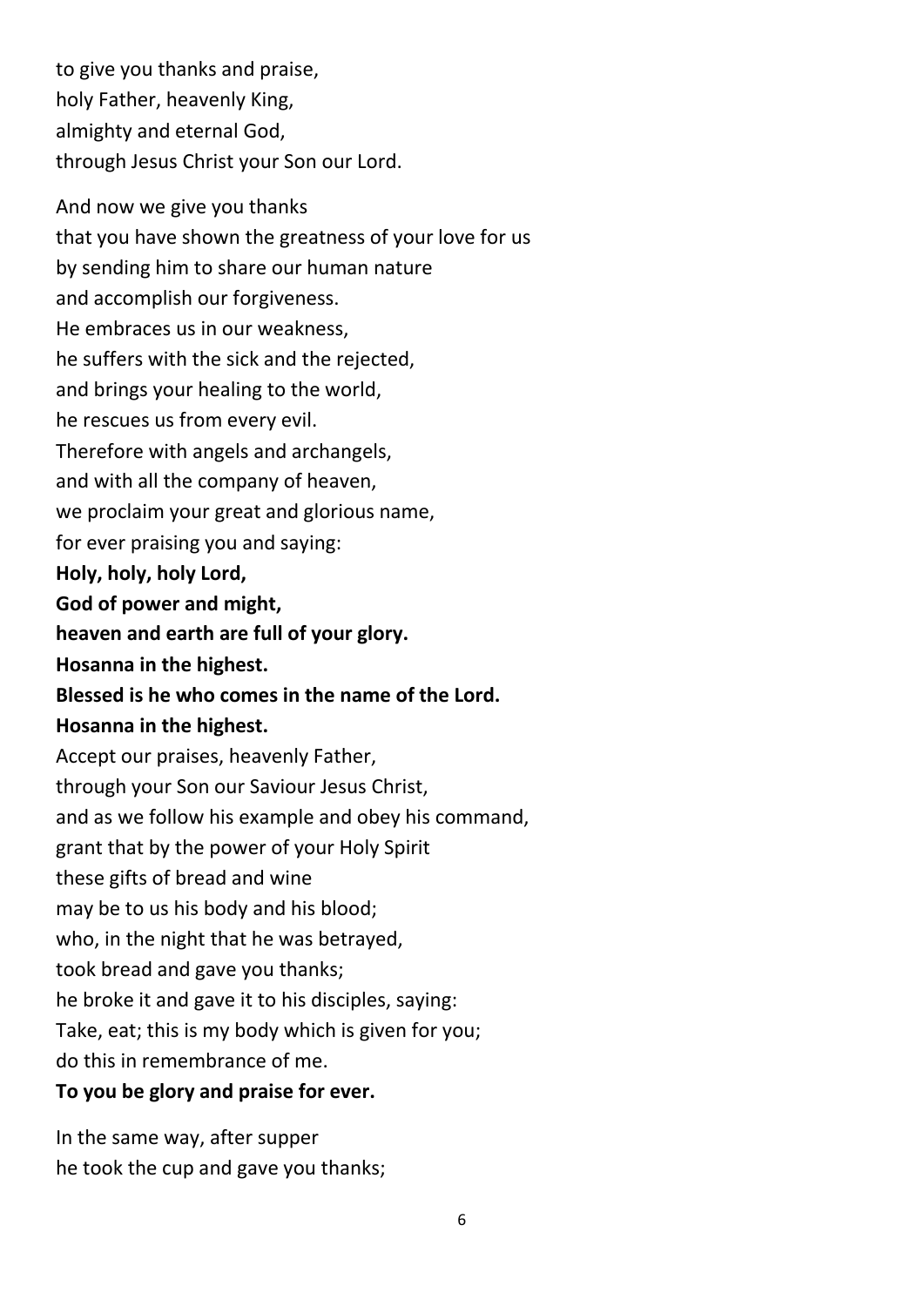to give you thanks and praise,
holy Father, heavenly King,
almighty and eternal God,
through Jesus Christ your Son our Lord.

And now we give you thanks
that you have shown the greatness of your love for us
by sending him to share our human nature
and accomplish our forgiveness.
He embraces us in our weakness,
he suffers with the sick and the rejected,
and brings your healing to the world,
he rescues us from every evil.
Therefore with angels and archangels,
and with all the company of heaven,
we proclaim your great and glorious name,
for ever praising you and saying:
**Holy, holy, holy Lord,**
**God of power and might,**
**heaven and earth are full of your glory.**
**Hosanna in the highest.**
**Blessed is he who comes in the name of the Lord.**
**Hosanna in the highest.**
Accept our praises, heavenly Father,
through your Son our Saviour Jesus Christ,
and as we follow his example and obey his command,
grant that by the power of your Holy Spirit
these gifts of bread and wine
may be to us his body and his blood;
who, in the night that he was betrayed,
took bread and gave you thanks;
he broke it and gave it to his disciples, saying:
Take, eat; this is my body which is given for you;
do this in remembrance of me.
**To you be glory and praise for ever.**

In the same way, after supper
he took the cup and gave you thanks;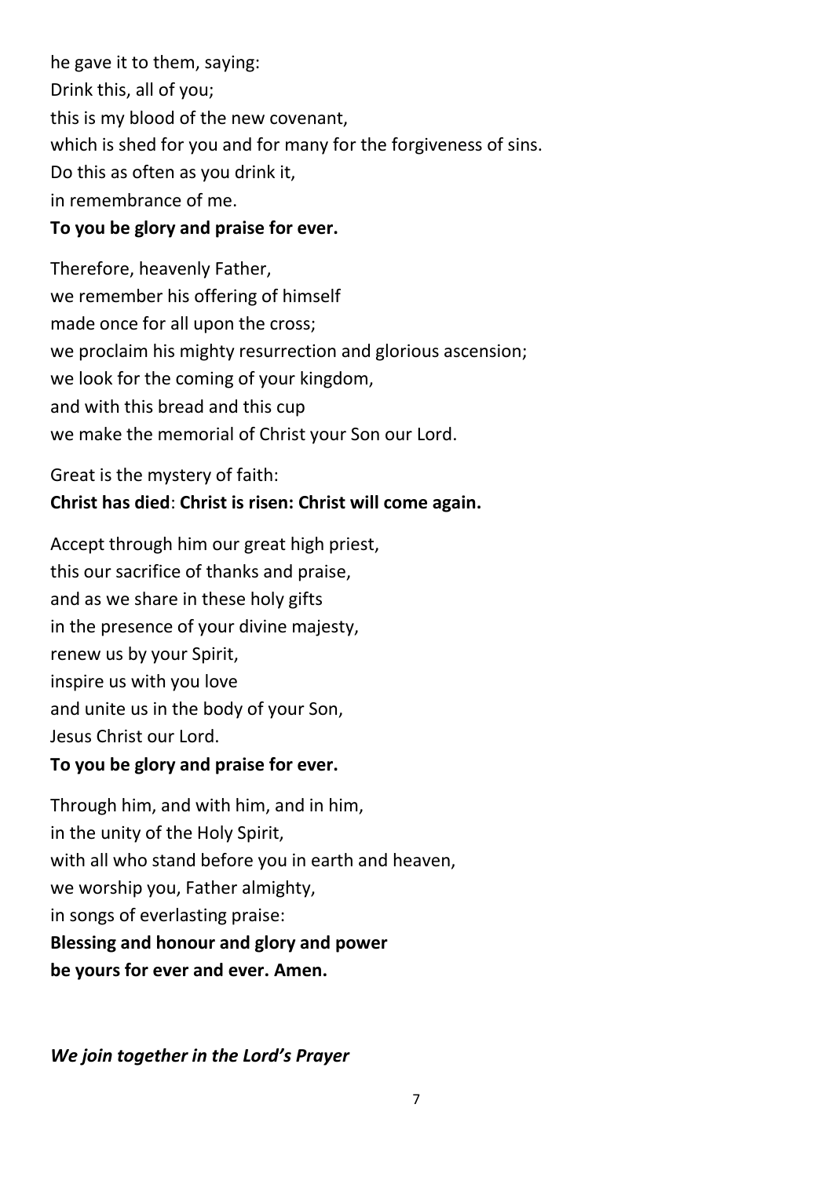he gave it to them, saying:
Drink this, all of you;
this is my blood of the new covenant,
which is shed for you and for many for the forgiveness of sins.
Do this as often as you drink it,
in remembrance of me.
**To you be glory and praise for ever.**

Therefore, heavenly Father,
we remember his offering of himself
made once for all upon the cross;
we proclaim his mighty resurrection and glorious ascension;
we look for the coming of your kingdom,
and with this bread and this cup
we make the memorial of Christ your Son our Lord.

Great is the mystery of faith:
**Christ has died**: **Christ is risen: Christ will come again.**

Accept through him our great high priest,
this our sacrifice of thanks and praise,
and as we share in these holy gifts
in the presence of your divine majesty,
renew us by your Spirit,
inspire us with you love
and unite us in the body of your Son,
Jesus Christ our Lord.
**To you be glory and praise for ever.**

Through him, and with him, and in him,
in the unity of the Holy Spirit,
with all who stand before you in earth and heaven,
we worship you, Father almighty,
in songs of everlasting praise:
**Blessing and honour and glory and power**
**be yours for ever and ever. Amen.**

***We join together in the Lord's Prayer***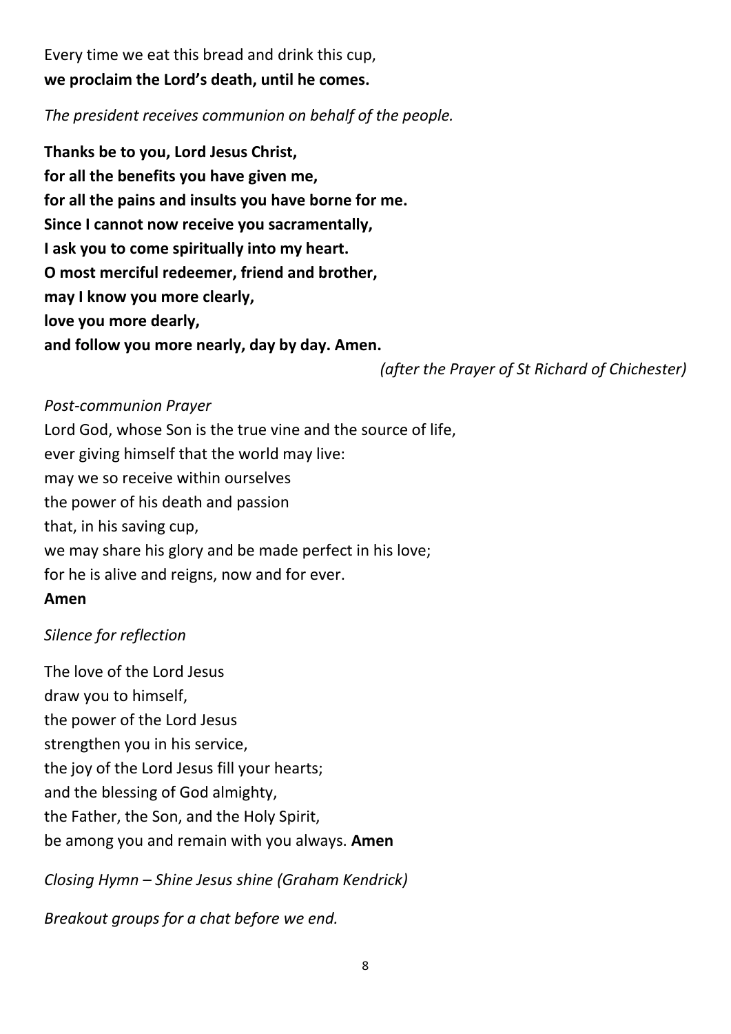Every time we eat this bread and drink this cup,
**we proclaim the Lord's death, until he comes.**

*The president receives communion on behalf of the people.*

**Thanks be to you, Lord Jesus Christ,**
**for all the benefits you have given me,**
**for all the pains and insults you have borne for me.**
**Since I cannot now receive you sacramentally,**
**I ask you to come spiritually into my heart.**
**O most merciful redeemer, friend and brother,**
**may I know you more clearly,**
**love you more dearly,**
**and follow you more nearly, day by day. Amen.**

*(after the Prayer of St Richard of Chichester)*

*Post-communion Prayer*

Lord God, whose Son is the true vine and the source of life,
ever giving himself that the world may live:
may we so receive within ourselves
the power of his death and passion
that, in his saving cup,
we may share his glory and be made perfect in his love;
for he is alive and reigns, now and for ever.
**Amen**

*Silence for reflection*

The love of the Lord Jesus
draw you to himself,
the power of the Lord Jesus
strengthen you in his service,
the joy of the Lord Jesus fill your hearts;
and the blessing of God almighty,
the Father, the Son, and the Holy Spirit,
be among you and remain with you always. **Amen**

*Closing Hymn – Shine Jesus shine (Graham Kendrick)*

*Breakout groups for a chat before we end.*